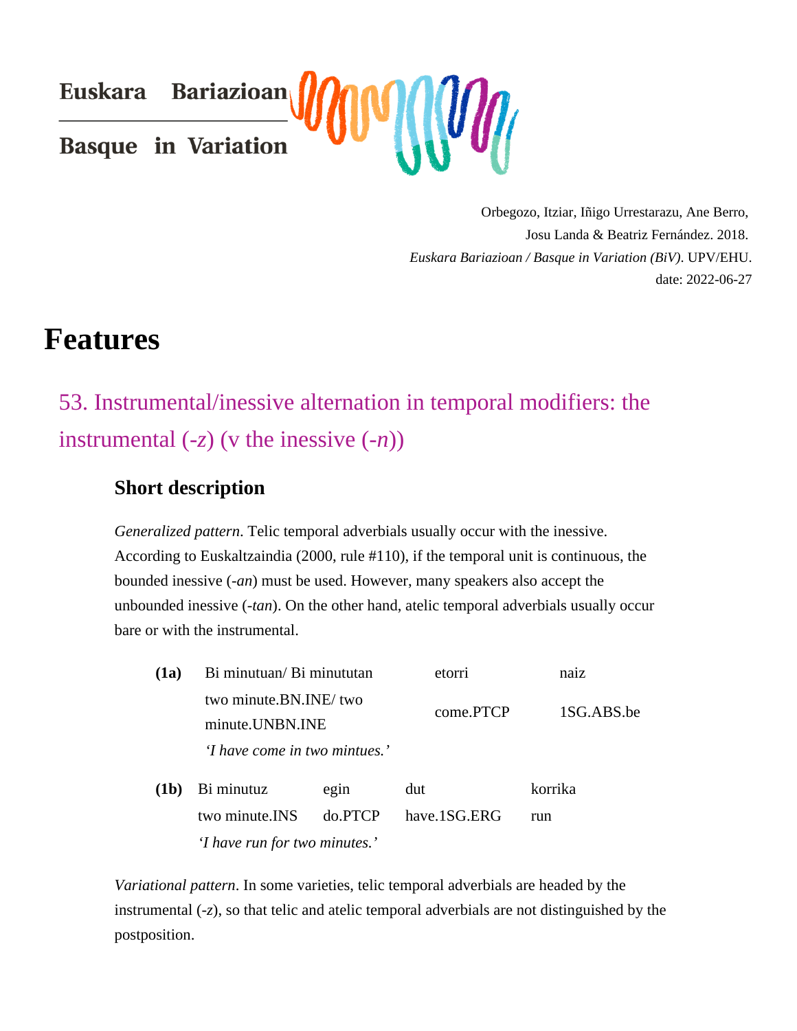Euskara Bariazioan

Basque in Variation

Orbegozo, Itziar, Iñigo Urrestarazu, Ane Berro,
Josu Landa & Beatriz Fernández. 2018.
*Euskara Bariazioan / Basque in Variation (BiV)*. UPV/EHU.
date: 2022-06-27

# Features

## 53. Instrumental/inessive alternation in temporal modifiers: the instrumental (-*z*) (v the inessive (-*n*))

### Short description

*Generalized pattern*. Telic temporal adverbials usually occur with the inessive. According to Euskaltzaindia (2000, rule #110), if the temporal unit is continuous, the bounded inessive (-*an*) must be used. However, many speakers also accept the unbounded inessive (-*tan*). On the other hand, atelic temporal adverbials usually occur bare or with the instrumental.

| **(1a)** | Bi minutuan/ Bi minututan | etorri | naiz |
|---|---|---|---|
| | two minute.BN.INE/ two minute.UNBN.INE | come.PTCP | 1SG.ABS.be |
| | *'I have come in two mintues.'* | | |

| **(1b)** | Bi minutuz | egin | dut | korrika |
|---|---|---|---|---|
| | two minute.INS | do.PTCP | have.1SG.ERG | run |
| | *'I have run for two minutes.'* | | | |

*Variational pattern*. In some varieties, telic temporal adverbials are headed by the instrumental (-*z*), so that telic and atelic temporal adverbials are not distinguished by the postposition.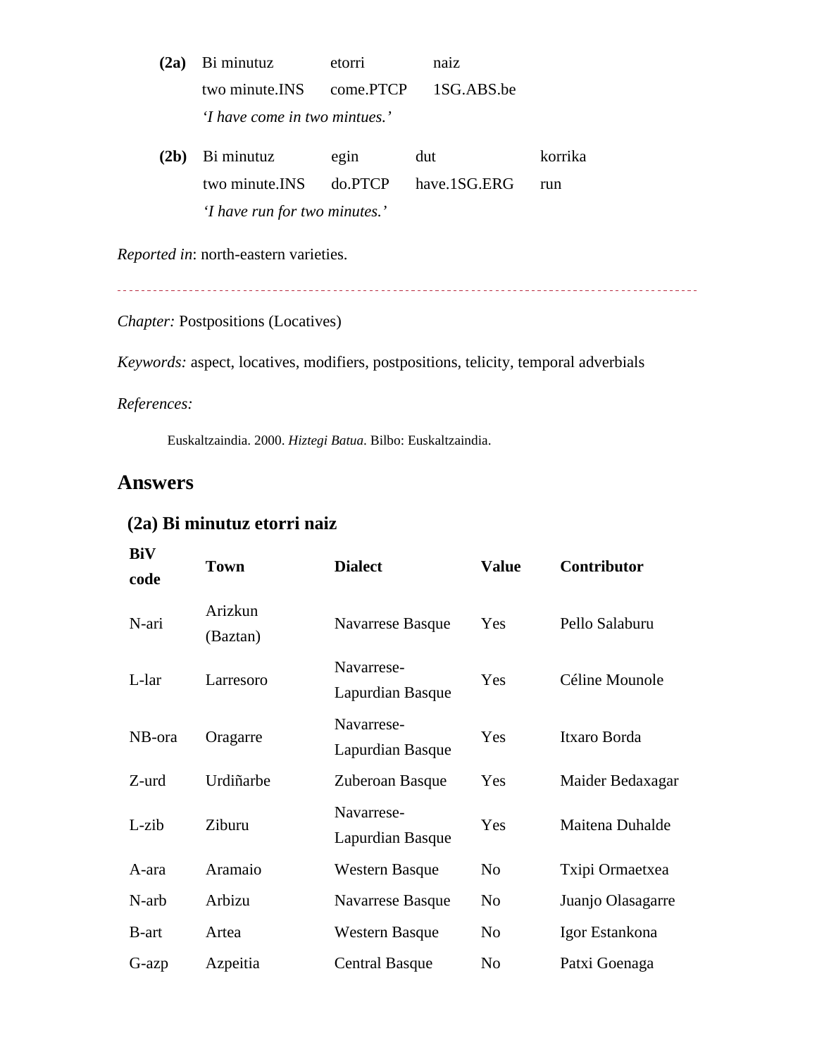**(2a)** Bi minutuz etorri naiz
two minute.INS come.PTCP 1SG.ABS.be
*'I have come in two mintues.'*

**(2b)** Bi minutuz egin dut korrika
two minute.INS do.PTCP have.1SG.ERG run
*'I have run for two minutes.'*

*Reported in*: north-eastern varieties.

---

*Chapter:* Postpositions (Locatives)

*Keywords:* aspect, locatives, modifiers, postpositions, telicity, temporal adverbials

*References:*

Euskaltzaindia. 2000. *Hiztegi Batua*. Bilbo: Euskaltzaindia.

## Answers

### (2a) Bi minutuz etorri naiz

| BiV code | Town | Dialect | Value | Contributor |
|---|---|---|---|---|
| N-ari | Arizkun (Baztan) | Navarrese Basque | Yes | Pello Salaburu |
| L-lar | Larresoro | Navarrese-Lapurdian Basque | Yes | Céline Mounole |
| NB-ora | Oragarre | Navarrese-Lapurdian Basque | Yes | Itxaro Borda |
| Z-urd | Urdiñarbe | Zuberoan Basque | Yes | Maider Bedaxagar |
| L-zib | Ziburu | Navarrese-Lapurdian Basque | Yes | Maitena Duhalde |
| A-ara | Aramaio | Western Basque | No | Txipi Ormaetxea |
| N-arb | Arbizu | Navarrese Basque | No | Juanjo Olasagarre |
| B-art | Artea | Western Basque | No | Igor Estankona |
| G-azp | Azpeitia | Central Basque | No | Patxi Goenaga |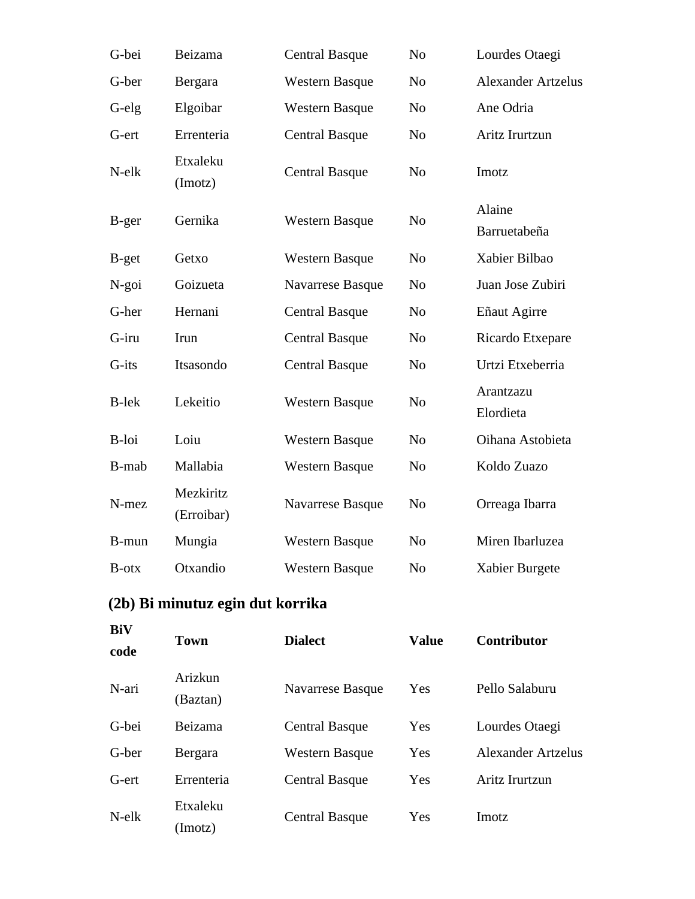| | | | | |
|---|---|---|---|---|
| G-bei | Beizama | Central Basque | No | Lourdes Otaegi |
| G-ber | Bergara | Western Basque | No | Alexander Artzelus |
| G-elg | Elgoibar | Western Basque | No | Ane Odria |
| G-ert | Errenteria | Central Basque | No | Aritz Irurtzun |
| N-elk | Etxaleku (Imotz) | Central Basque | No | Imotz |
| B-ger | Gernika | Western Basque | No | Alaine Barruetabeña |
| B-get | Getxo | Western Basque | No | Xabier Bilbao |
| N-goi | Goizueta | Navarrese Basque | No | Juan Jose Zubiri |
| G-her | Hernani | Central Basque | No | Eñaut Agirre |
| G-iru | Irun | Central Basque | No | Ricardo Etxepare |
| G-its | Itsasondo | Central Basque | No | Urtzi Etxeberria |
| B-lek | Lekeitio | Western Basque | No | Arantzazu Elordieta |
| B-loi | Loiu | Western Basque | No | Oihana Astobieta |
| B-mab | Mallabia | Western Basque | No | Koldo Zuazo |
| N-mez | Mezkiritz (Erroibar) | Navarrese Basque | No | Orreaga Ibarra |
| B-mun | Mungia | Western Basque | No | Miren Ibarluzea |
| B-otx | Otxandio | Western Basque | No | Xabier Burgete |

### (2b) Bi minutuz egin dut korrika

| BiV code | Town | Dialect | Value | Contributor |
|---|---|---|---|---|
| N-ari | Arizkun (Baztan) | Navarrese Basque | Yes | Pello Salaburu |
| G-bei | Beizama | Central Basque | Yes | Lourdes Otaegi |
| G-ber | Bergara | Western Basque | Yes | Alexander Artzelus |
| G-ert | Errenteria | Central Basque | Yes | Aritz Irurtzun |
| N-elk | Etxaleku (Imotz) | Central Basque | Yes | Imotz |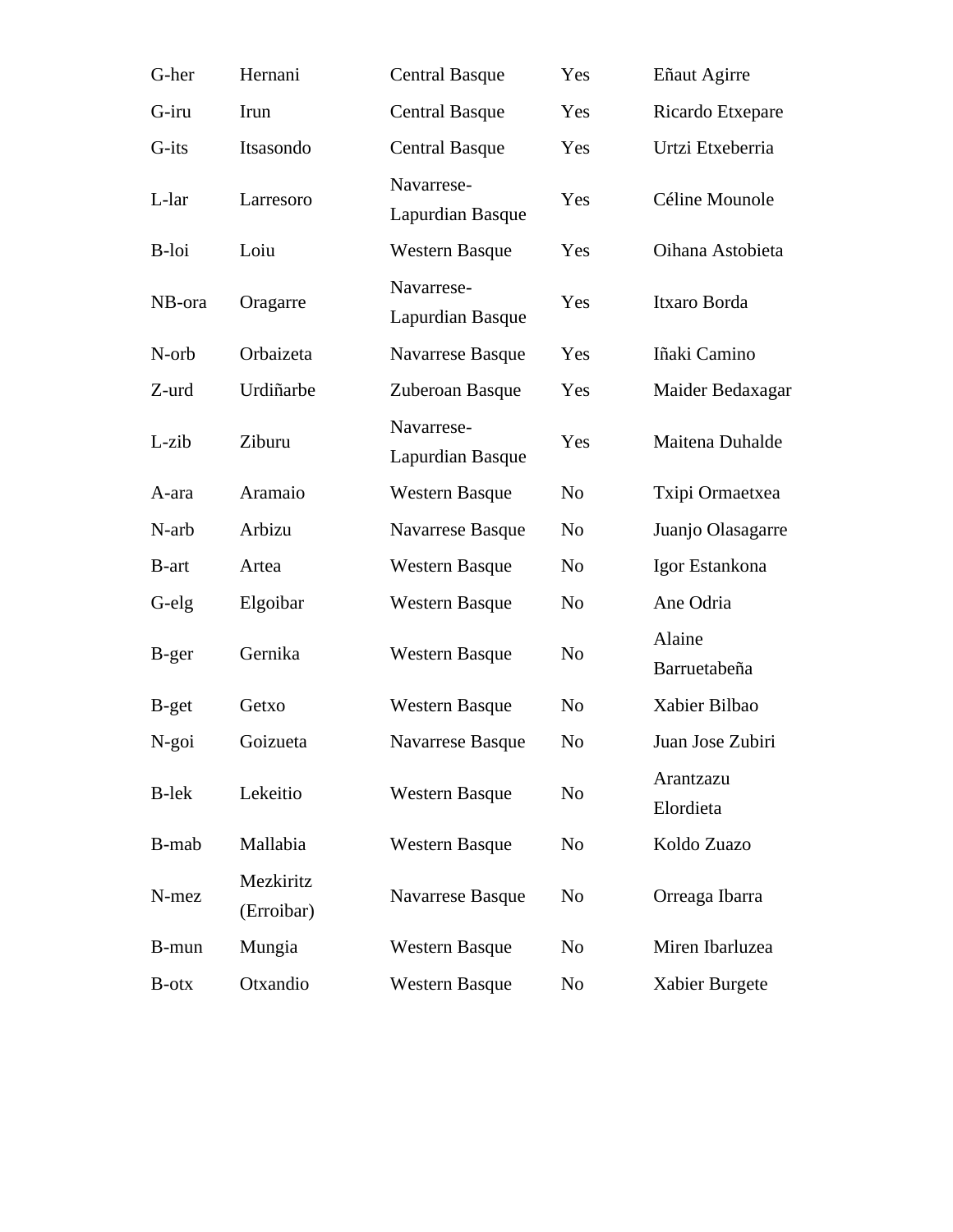| | | | | |
|---|---|---|---|---|
| G-her | Hernani | Central Basque | Yes | Eñaut Agirre |
| G-iru | Irun | Central Basque | Yes | Ricardo Etxepare |
| G-its | Itsasondo | Central Basque | Yes | Urtzi Etxeberria |
| L-lar | Larresoro | Navarrese-Lapurdian Basque | Yes | Céline Mounole |
| B-loi | Loiu | Western Basque | Yes | Oihana Astobieta |
| NB-ora | Oragarre | Navarrese-Lapurdian Basque | Yes | Itxaro Borda |
| N-orb | Orbaizeta | Navarrese Basque | Yes | Iñaki Camino |
| Z-urd | Urdiñarbe | Zuberoan Basque | Yes | Maider Bedaxagar |
| L-zib | Ziburu | Navarrese-Lapurdian Basque | Yes | Maitena Duhalde |
| A-ara | Aramaio | Western Basque | No | Txipi Ormaetxea |
| N-arb | Arbizu | Navarrese Basque | No | Juanjo Olasagarre |
| B-art | Artea | Western Basque | No | Igor Estankona |
| G-elg | Elgoibar | Western Basque | No | Ane Odria |
| B-ger | Gernika | Western Basque | No | Alaine Barruetabeña |
| B-get | Getxo | Western Basque | No | Xabier Bilbao |
| N-goi | Goizueta | Navarrese Basque | No | Juan Jose Zubiri |
| B-lek | Lekeitio | Western Basque | No | Arantzazu Elordieta |
| B-mab | Mallabia | Western Basque | No | Koldo Zuazo |
| N-mez | Mezkiritz (Erroibar) | Navarrese Basque | No | Orreaga Ibarra |
| B-mun | Mungia | Western Basque | No | Miren Ibarluzea |
| B-otx | Otxandio | Western Basque | No | Xabier Burgete |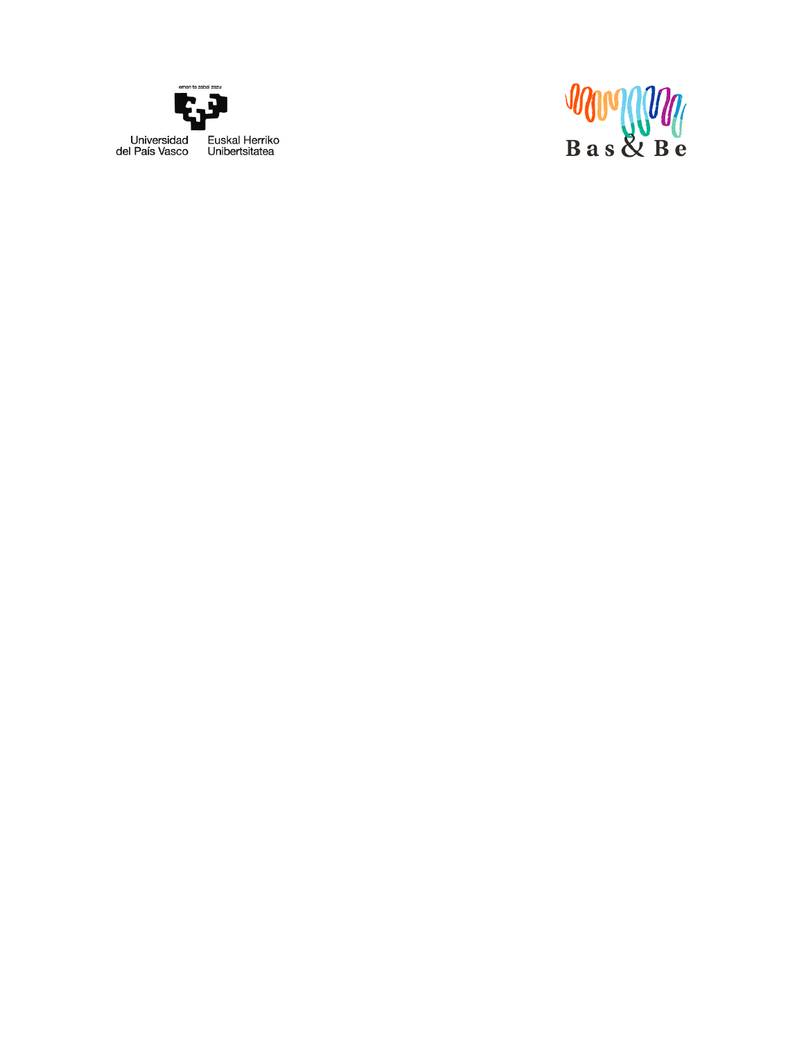eman ta zabal zazu

Universidad del País Vasco Euskal Herriko Unibertsitatea

Bas& Be